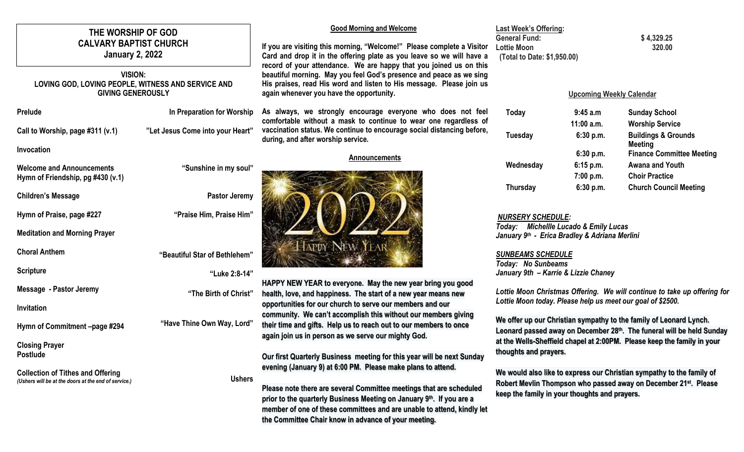# THE WORSHIP OF GOD
# CALVARY BAPTIST CHURCH
## January 2, 2022

**VISION:**
**LOVING GOD, LOVING PEOPLE, WITNESS AND SERVICE AND GIVING GENEROUSLY**

| | |
|---|---|
| **Prelude** | **In Preparation for Worship** |
| **Call to Worship, page #311 (v.1)** | **"Let Jesus Come into your Heart"** |
| **Invocation** | |
| **Welcome and Announcements** | **"Sunshine in my soul"** |
| **Hymn of Friendship, pg #430 (v.1)** | |
| **Children's Message** | **Pastor Jeremy** |
| **Hymn of Praise, page #227** | **"Praise Him, Praise Him"** |
| **Meditation and Morning Prayer** | |
| **Choral Anthem** | **"Beautiful Star of Bethlehem"** |
| **Scripture** | **"Luke 2:8-14"** |
| **Message - Pastor Jeremy** | **"The Birth of Christ"** |
| **Invitation** | |
| **Hymn of Commitment –page #294** | **"Have Thine Own Way, Lord"** |
| **Closing Prayer** | |
| **Postlude** | |
| **Collection of Tithes and Offering** | **Ushers** |

*(Ushers will be at the doors at the end of service.)*

### Good Morning and Welcome

**If you are visiting this morning, "Welcome!" Please complete a Visitor Card and drop it in the offering plate as you leave so we will have a record of your attendance. We are happy that you joined us on this beautiful morning. May you feel God's presence and peace as we sing His praises, read His word and listen to His message. Please join us again whenever you have the opportunity.**

**As always, we strongly encourage everyone who does not feel comfortable without a mask to continue to wear one regardless of vaccination status. We continue to encourage social distancing before, during, and after worship service.**

### Announcements

2022 HAPPY NEW YEAR

**HAPPY NEW YEAR to everyone. May the new year bring you good health, love, and happiness. The start of a new year means new opportunities for our church to serve our members and our community. We can't accomplish this without our members giving their time and gifts. Help us to reach out to our members to once again join us in person as we serve our mighty God.**

**Our first Quarterly Business meeting for this year will be next Sunday evening (January 9) at 6:00 PM. Please make plans to attend.**

**Please note there are several Committee meetings that are scheduled prior to the quarterly Business Meeting on January 9th. If you are a member of one of these committees and are unable to attend, kindly let the Committee Chair know in advance of your meeting.**

**Last Week's Offering:**

| | |
|---|---|
| **General Fund:** | **$ 4,329.25** |
| **Lottie Moon** | **320.00** |
| **(Total to Date: $1,950.00)** | |

### Upcoming Weekly Calendar

| | | |
|---|---|---|
| **Today** | **9:45 a.m** | **Sunday School** |
| | **11:00 a.m.** | **Worship Service** |
| **Tuesday** | **6:30 p.m.** | **Buildings & Grounds Meeting** |
| | **6:30 p.m.** | **Finance Committee Meeting** |
| **Wednesday** | **6:15 p.m.** | **Awana and Youth** |
| | **7:00 p.m.** | **Choir Practice** |
| **Thursday** | **6:30 p.m.** | **Church Council Meeting** |

***NURSERY SCHEDULE:***
***Today: Michellle Lucado & Emily Lucas***
***January 9th - Erica Bradley & Adriana Merlini***

***SUNBEAMS SCHEDULE***
***Today: No Sunbeams***
***January 9th – Karrie & Lizzie Chaney***

***Lottie Moon Christmas Offering. We will continue to take up offering for Lottie Moon today. Please help us meet our goal of $2500.***

**We offer up our Christian sympathy to the family of Leonard Lynch. Leonard passed away on December 28th. The funeral will be held Sunday at the Wells-Sheffield chapel at 2:00PM. Please keep the family in your thoughts and prayers.**

**We would also like to express our Christian sympathy to the family of Robert Mevlin Thompson who passed away on December 21st. Please keep the family in your thoughts and prayers.**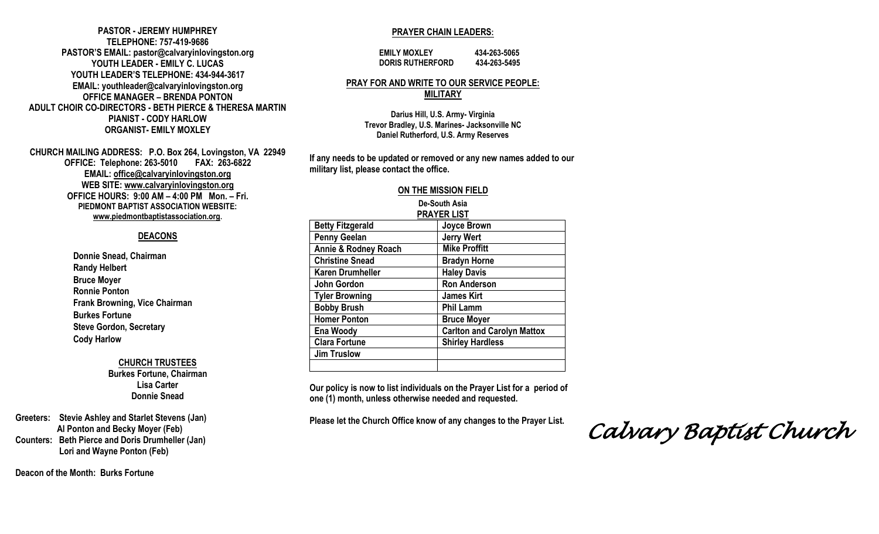**PASTOR - JEREMY HUMPHREY**
**TELEPHONE: 757-419-9686**
**PASTOR'S EMAIL: pastor@calvaryinlovingston.org**
**YOUTH LEADER - EMILY C. LUCAS**
**YOUTH LEADER'S TELEPHONE: 434-944-3617**
**EMAIL: youthleader@calvaryinlovingston.org**
**OFFICE MANAGER – BRENDA PONTON**
**ADULT CHOIR CO-DIRECTORS - BETH PIERCE & THERESA MARTIN**
**PIANIST - CODY HARLOW**
**ORGANIST- EMILY MOXLEY**

**CHURCH MAILING ADDRESS: P.O. Box 264, Lovingston, VA 22949**
**OFFICE: Telephone: 263-5010 FAX: 263-6822**
**EMAIL: office@calvaryinlovingston.org**
**WEB SITE: www.calvaryinlovingston.org**
**OFFICE HOURS: 9:00 AM – 4:00 PM Mon. – Fri.**
**PIEDMONT BAPTIST ASSOCIATION WEBSITE:**
**www.piedmontbaptistassociation.org.**

## DEACONS

**Donnie Snead, Chairman**
**Randy Helbert**
**Bruce Moyer**
**Ronnie Ponton**
**Frank Browning, Vice Chairman**
**Burkes Fortune**
**Steve Gordon, Secretary**
**Cody Harlow**

## CHURCH TRUSTEES

**Burkes Fortune, Chairman**
**Lisa Carter**
**Donnie Snead**

**Greeters: Stevie Ashley and Starlet Stevens (Jan)**
**Al Ponton and Becky Moyer (Feb)**
**Counters: Beth Pierce and Doris Drumheller (Jan)**
**Lori and Wayne Ponton (Feb)**

**Deacon of the Month: Burks Fortune**

## PRAYER CHAIN LEADERS:

**EMILY MOXLEY 434-263-5065**
**DORIS RUTHERFORD 434-263-5495**

## PRAY FOR AND WRITE TO OUR SERVICE PEOPLE:
## MILITARY

**Darius Hill, U.S. Army- Virginia**
**Trevor Bradley, U.S. Marines- Jacksonville NC**
**Daniel Rutherford, U.S. Army Reserves**

**If any needs to be updated or removed or any new names added to our military list, please contact the office.**

## ON THE MISSION FIELD

**De-South Asia**

## PRAYER LIST

| | |
|---|---|
| Betty Fitzgerald | Joyce Brown |
| Penny Geelan | Jerry Wert |
| Annie & Rodney Roach | Mike Proffitt |
| Christine Snead | Bradyn Horne |
| Karen Drumheller | Haley Davis |
| John Gordon | Ron Anderson |
| Tyler Browning | James Kirt |
| Bobby Brush | Phil Lamm |
| Homer Ponton | Bruce Moyer |
| Ena Woody | Carlton and Carolyn Mattox |
| Clara Fortune | Shirley Hardless |
| Jim Truslow | |
| | |

**Our policy is now to list individuals on the Prayer List for a period of one (1) month, unless otherwise needed and requested.**

**Please let the Church Office know of any changes to the Prayer List.**

*Calvary Baptist Church*